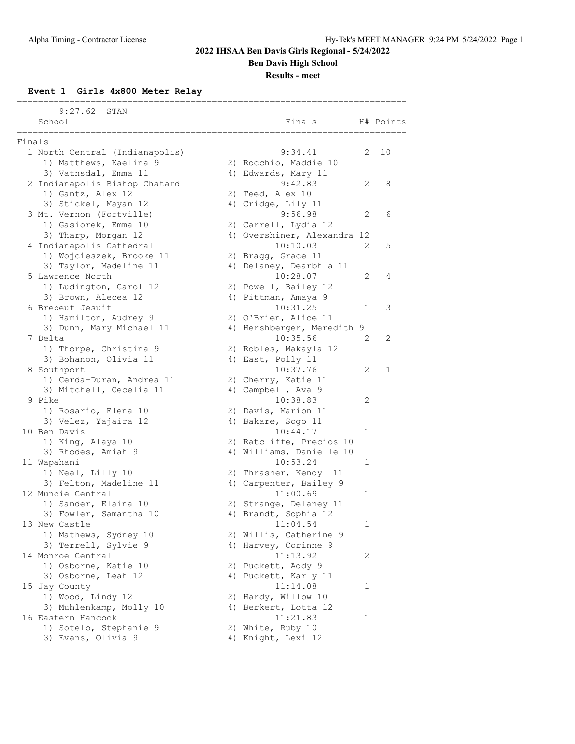# 2022 IHSAA Ben Davis Girls Regional - 5/24/2022

## Ben Davis High School

### Results - meet

**Event 1 Girls 4x800 Meter Relay**

9:27.62 STAN

**Finals**

| Place | School | Finals | H# | Points |
|---|---|---|---|---|
| 1 | North Central (Indianapolis) | 9:34.41 | 2 | 10 |
| | 1) Matthews, Kaelina 9; 2) Rocchio, Maddie 10; 3) Vatnsdal, Emma 11; 4) Edwards, Mary 11 | | | |
| 2 | Indianapolis Bishop Chatard | 9:42.83 | 2 | 8 |
| | 1) Gantz, Alex 12; 2) Teed, Alex 10; 3) Stickel, Mayan 12; 4) Cridge, Lily 11 | | | |
| 3 | Mt. Vernon (Fortville) | 9:56.98 | 2 | 6 |
| | 1) Gasiorek, Emma 10; 2) Carrell, Lydia 12; 3) Tharp, Morgan 12; 4) Overshiner, Alexandra 12 | | | |
| 4 | Indianapolis Cathedral | 10:10.03 | 2 | 5 |
| | 1) Wojcieszek, Brooke 11; 2) Bragg, Grace 11; 3) Taylor, Madeline 11; 4) Delaney, Dearbhla 11 | | | |
| 5 | Lawrence North | 10:28.07 | 2 | 4 |
| | 1) Ludington, Carol 12; 2) Powell, Bailey 12; 3) Brown, Alecea 12; 4) Pittman, Amaya 9 | | | |
| 6 | Brebeuf Jesuit | 10:31.25 | 1 | 3 |
| | 1) Hamilton, Audrey 9; 2) O'Brien, Alice 11; 3) Dunn, Mary Michael 11; 4) Hershberger, Meredith 9 | | | |
| 7 | Delta | 10:35.56 | 2 | 2 |
| | 1) Thorpe, Christina 9; 2) Robles, Makayla 12; 3) Bohanon, Olivia 11; 4) East, Polly 11 | | | |
| 8 | Southport | 10:37.76 | 2 | 1 |
| | 1) Cerda-Duran, Andrea 11; 2) Cherry, Katie 11; 3) Mitchell, Cecelia 11; 4) Campbell, Ava 9 | | | |
| 9 | Pike | 10:38.83 | 2 | |
| | 1) Rosario, Elena 10; 2) Davis, Marion 11; 3) Velez, Yajaira 12; 4) Bakare, Sogo 11 | | | |
| 10 | Ben Davis | 10:44.17 | 1 | |
| | 1) King, Alaya 10; 2) Ratcliffe, Precios 10; 3) Rhodes, Amiah 9; 4) Williams, Danielle 10 | | | |
| 11 | Wapahani | 10:53.24 | 1 | |
| | 1) Neal, Lilly 10; 2) Thrasher, Kendyl 11; 3) Felton, Madeline 11; 4) Carpenter, Bailey 9 | | | |
| 12 | Muncie Central | 11:00.69 | 1 | |
| | 1) Sander, Elaina 10; 2) Strange, Delaney 11; 3) Fowler, Samantha 10; 4) Brandt, Sophia 12 | | | |
| 13 | New Castle | 11:04.54 | 1 | |
| | 1) Mathews, Sydney 10; 2) Willis, Catherine 9; 3) Terrell, Sylvie 9; 4) Harvey, Corinne 9 | | | |
| 14 | Monroe Central | 11:13.92 | 2 | |
| | 1) Osborne, Katie 10; 2) Puckett, Addy 9; 3) Osborne, Leah 12; 4) Puckett, Karly 11 | | | |
| 15 | Jay County | 11:14.08 | 1 | |
| | 1) Wood, Lindy 12; 2) Hardy, Willow 10; 3) Muhlenkamp, Molly 10; 4) Berkert, Lotta 12 | | | |
| 16 | Eastern Hancock | 11:21.83 | 1 | |
| | 1) Sotelo, Stephanie 9; 2) White, Ruby 10; 3) Evans, Olivia 9; 4) Knight, Lexi 12 | | | |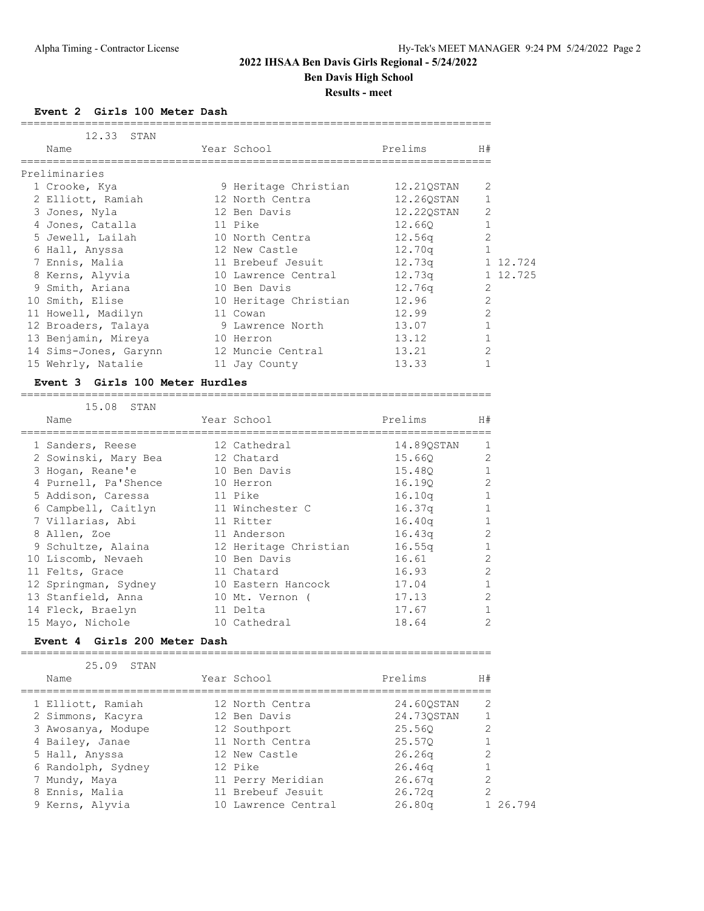## 2022 IHSAA Ben Davis Girls Regional - 5/24/2022

**Ben Davis High School**

**Results - meet**

### Event 2 Girls 100 Meter Dash

12.33 STAN

**Preliminaries**

| Place | Name | Year | School | Prelims | H# | |
|---|---|---|---|---|---|---|
| 1 | Crooke, Kya | 9 | Heritage Christian | 12.21QSTAN | 2 | |
| 2 | Elliott, Ramiah | 12 | North Centra | 12.26QSTAN | 1 | |
| 3 | Jones, Nyla | 12 | Ben Davis | 12.22QSTAN | 2 | |
| 4 | Jones, Catalla | 11 | Pike | 12.66Q | 1 | |
| 5 | Jewell, Lailah | 10 | North Centra | 12.56q | 2 | |
| 6 | Hall, Anyssa | 12 | New Castle | 12.70q | 1 | |
| 7 | Ennis, Malia | 11 | Brebeuf Jesuit | 12.73q | 1 | 12.724 |
| 8 | Kerns, Alyvia | 10 | Lawrence Central | 12.73q | 1 | 12.725 |
| 9 | Smith, Ariana | 10 | Ben Davis | 12.76q | 2 | |
| 10 | Smith, Elise | 10 | Heritage Christian | 12.96 | 2 | |
| 11 | Howell, Madilyn | 11 | Cowan | 12.99 | 2 | |
| 12 | Broaders, Talaya | 9 | Lawrence North | 13.07 | 1 | |
| 13 | Benjamin, Mireya | 10 | Herron | 13.12 | 1 | |
| 14 | Sims-Jones, Garynn | 12 | Muncie Central | 13.21 | 2 | |
| 15 | Wehrly, Natalie | 11 | Jay County | 13.33 | 1 | |

### Event 3 Girls 100 Meter Hurdles

15.08 STAN

| Place | Name | Year | School | Prelims | H# |
|---|---|---|---|---|---|
| 1 | Sanders, Reese | 12 | Cathedral | 14.89QSTAN | 1 |
| 2 | Sowinski, Mary Bea | 12 | Chatard | 15.66Q | 2 |
| 3 | Hogan, Reane'e | 10 | Ben Davis | 15.48Q | 1 |
| 4 | Purnell, Pa'Shence | 10 | Herron | 16.19Q | 2 |
| 5 | Addison, Caressa | 11 | Pike | 16.10q | 1 |
| 6 | Campbell, Caitlyn | 11 | Winchester C | 16.37q | 1 |
| 7 | Villarias, Abi | 11 | Ritter | 16.40q | 1 |
| 8 | Allen, Zoe | 11 | Anderson | 16.43q | 2 |
| 9 | Schultze, Alaina | 12 | Heritage Christian | 16.55q | 1 |
| 10 | Liscomb, Nevaeh | 10 | Ben Davis | 16.61 | 2 |
| 11 | Felts, Grace | 11 | Chatard | 16.93 | 2 |
| 12 | Springman, Sydney | 10 | Eastern Hancock | 17.04 | 1 |
| 13 | Stanfield, Anna | 10 | Mt. Vernon ( | 17.13 | 2 |
| 14 | Fleck, Braelyn | 11 | Delta | 17.67 | 1 |
| 15 | Mayo, Nichole | 10 | Cathedral | 18.64 | 2 |

### Event 4 Girls 200 Meter Dash

25.09 STAN

| Place | Name | Year | School | Prelims | H# | |
|---|---|---|---|---|---|---|
| 1 | Elliott, Ramiah | 12 | North Centra | 24.60QSTAN | 2 | |
| 2 | Simmons, Kacyra | 12 | Ben Davis | 24.73QSTAN | 1 | |
| 3 | Awosanya, Modupe | 12 | Southport | 25.56Q | 2 | |
| 4 | Bailey, Janae | 11 | North Centra | 25.57Q | 1 | |
| 5 | Hall, Anyssa | 12 | New Castle | 26.26q | 2 | |
| 6 | Randolph, Sydney | 12 | Pike | 26.46q | 1 | |
| 7 | Mundy, Maya | 11 | Perry Meridian | 26.67q | 2 | |
| 8 | Ennis, Malia | 11 | Brebeuf Jesuit | 26.72q | 2 | |
| 9 | Kerns, Alyvia | 10 | Lawrence Central | 26.80q | 1 | 26.794 |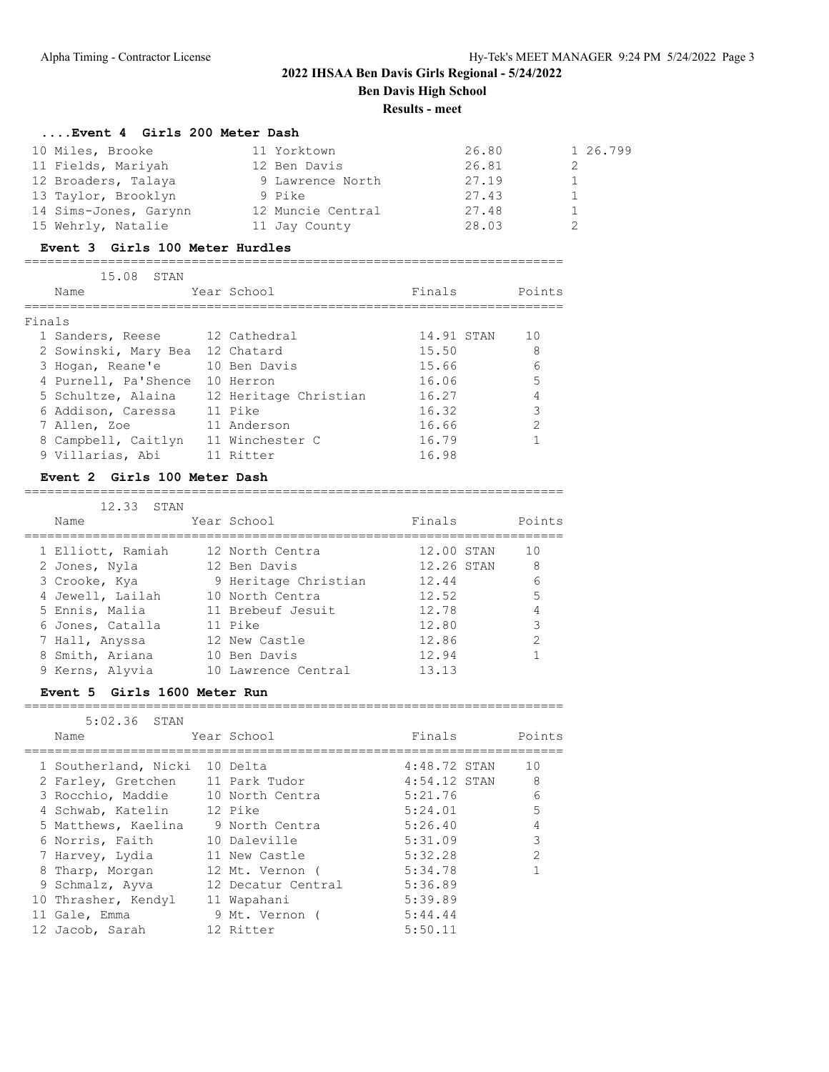## 2022 IHSAA Ben Davis Girls Regional - 5/24/2022

**Ben Davis High School**

**Results - meet**

### ....Event 4 Girls 200 Meter Dash

| Place | Name | Year | School | Finals | Heat | |
|---|---|---|---|---|---|---|
| 10 | Miles, Brooke | 11 | Yorktown | 26.80 | 1 | 26.799 |
| 11 | Fields, Mariyah | 12 | Ben Davis | 26.81 | 2 | |
| 12 | Broaders, Talaya | 9 | Lawrence North | 27.19 | 1 | |
| 13 | Taylor, Brooklyn | 9 | Pike | 27.43 | 1 | |
| 14 | Sims-Jones, Garynn | 12 | Muncie Central | 27.48 | 1 | |
| 15 | Wehrly, Natalie | 11 | Jay County | 28.03 | 2 | |

### Event 3 Girls 100 Meter Hurdles

15.08 STAN

Finals

| Place | Name | Year | School | Finals | | Points |
|---|---|---|---|---|---|---|
| 1 | Sanders, Reese | 12 | Cathedral | 14.91 | STAN | 10 |
| 2 | Sowinski, Mary Bea | 12 | Chatard | 15.50 | | 8 |
| 3 | Hogan, Reane'e | 10 | Ben Davis | 15.66 | | 6 |
| 4 | Purnell, Pa'Shence | 10 | Herron | 16.06 | | 5 |
| 5 | Schultze, Alaina | 12 | Heritage Christian | 16.27 | | 4 |
| 6 | Addison, Caressa | 11 | Pike | 16.32 | | 3 |
| 7 | Allen, Zoe | 11 | Anderson | 16.66 | | 2 |
| 8 | Campbell, Caitlyn | 11 | Winchester C | 16.79 | | 1 |
| 9 | Villarias, Abi | 11 | Ritter | 16.98 | | |

### Event 2 Girls 100 Meter Dash

12.33 STAN

| Place | Name | Year | School | Finals | | Points |
|---|---|---|---|---|---|---|
| 1 | Elliott, Ramiah | 12 | North Centra | 12.00 | STAN | 10 |
| 2 | Jones, Nyla | 12 | Ben Davis | 12.26 | STAN | 8 |
| 3 | Crooke, Kya | 9 | Heritage Christian | 12.44 | | 6 |
| 4 | Jewell, Lailah | 10 | North Centra | 12.52 | | 5 |
| 5 | Ennis, Malia | 11 | Brebeuf Jesuit | 12.78 | | 4 |
| 6 | Jones, Catalla | 11 | Pike | 12.80 | | 3 |
| 7 | Hall, Anyssa | 12 | New Castle | 12.86 | | 2 |
| 8 | Smith, Ariana | 10 | Ben Davis | 12.94 | | 1 |
| 9 | Kerns, Alyvia | 10 | Lawrence Central | 13.13 | | |

### Event 5 Girls 1600 Meter Run

5:02.36 STAN

| Place | Name | Year | School | Finals | | Points |
|---|---|---|---|---|---|---|
| 1 | Southerland, Nicki | 10 | Delta | 4:48.72 | STAN | 10 |
| 2 | Farley, Gretchen | 11 | Park Tudor | 4:54.12 | STAN | 8 |
| 3 | Rocchio, Maddie | 10 | North Centra | 5:21.76 | | 6 |
| 4 | Schwab, Katelin | 12 | Pike | 5:24.01 | | 5 |
| 5 | Matthews, Kaelina | 9 | North Centra | 5:26.40 | | 4 |
| 6 | Norris, Faith | 10 | Daleville | 5:31.09 | | 3 |
| 7 | Harvey, Lydia | 11 | New Castle | 5:32.28 | | 2 |
| 8 | Tharp, Morgan | 12 | Mt. Vernon ( | 5:34.78 | | 1 |
| 9 | Schmalz, Ayva | 12 | Decatur Central | 5:36.89 | | |
| 10 | Thrasher, Kendyl | 11 | Wapahani | 5:39.89 | | |
| 11 | Gale, Emma | 9 | Mt. Vernon ( | 5:44.44 | | |
| 12 | Jacob, Sarah | 12 | Ritter | 5:50.11 | | |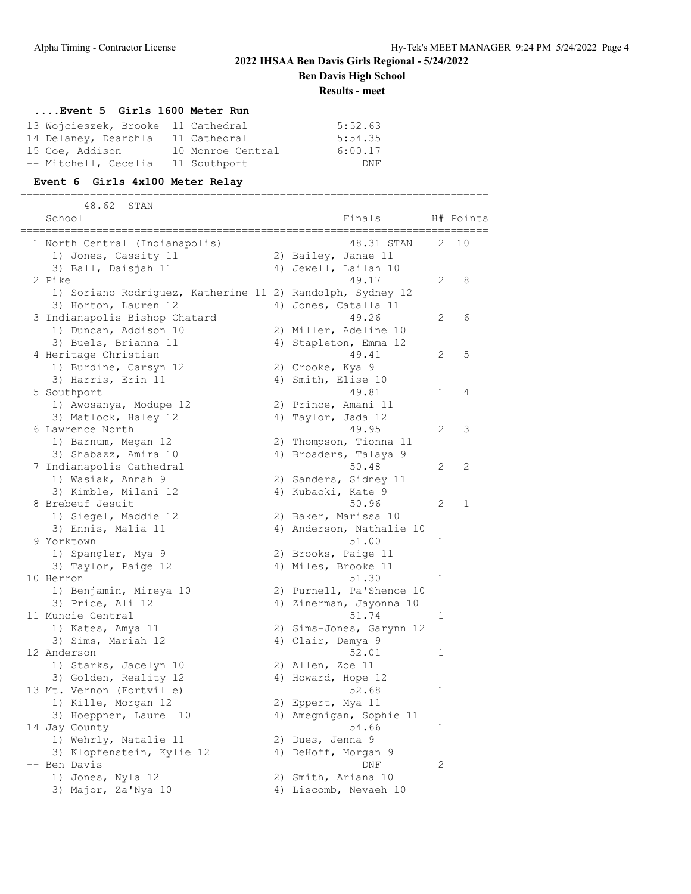## 2022 IHSAA Ben Davis Girls Regional - 5/24/2022

**Ben Davis High School**

**Results - meet**

### ....Event 5 Girls 1600 Meter Run

| Place | Name | Year | School | Finals |
|---|---|---|---|---|
| 13 | Wojcieszek, Brooke | 11 | Cathedral | 5:52.63 |
| 14 | Delaney, Dearbhla | 11 | Cathedral | 5:54.35 |
| 15 | Coe, Addison | 10 | Monroe Central | 6:00.17 |
| -- | Mitchell, Cecelia | 11 | Southport | DNF |

### Event 6 Girls 4x100 Meter Relay

48.62 STAN

| Place | School | Finals | H# | Points |
|---|---|---|---|---|
| 1 | North Central (Indianapolis) | 48.31 STAN | 2 | 10 |
| | 1) Jones, Cassity 11; 2) Bailey, Janae 11; 3) Ball, Daisjah 11; 4) Jewell, Lailah 10 | | | |
| 2 | Pike | 49.17 | 2 | 8 |
| | 1) Soriano Rodriguez, Katherine 11; 2) Randolph, Sydney 12; 3) Horton, Lauren 12; 4) Jones, Catalla 11 | | | |
| 3 | Indianapolis Bishop Chatard | 49.26 | 2 | 6 |
| | 1) Duncan, Addison 10; 2) Miller, Adeline 10; 3) Buels, Brianna 11; 4) Stapleton, Emma 12 | | | |
| 4 | Heritage Christian | 49.41 | 2 | 5 |
| | 1) Burdine, Carsyn 12; 2) Crooke, Kya 9; 3) Harris, Erin 11; 4) Smith, Elise 10 | | | |
| 5 | Southport | 49.81 | 1 | 4 |
| | 1) Awosanya, Modupe 12; 2) Prince, Amani 11; 3) Matlock, Haley 12; 4) Taylor, Jada 12 | | | |
| 6 | Lawrence North | 49.95 | 2 | 3 |
| | 1) Barnum, Megan 12; 2) Thompson, Tionna 11; 3) Shabazz, Amira 10; 4) Broaders, Talaya 9 | | | |
| 7 | Indianapolis Cathedral | 50.48 | 2 | 2 |
| | 1) Wasiak, Annah 9; 2) Sanders, Sidney 11; 3) Kimble, Milani 12; 4) Kubacki, Kate 9 | | | |
| 8 | Brebeuf Jesuit | 50.96 | 2 | 1 |
| | 1) Siegel, Maddie 12; 2) Baker, Marissa 10; 3) Ennis, Malia 11; 4) Anderson, Nathalie 10 | | | |
| 9 | Yorktown | 51.00 | 1 | |
| | 1) Spangler, Mya 9; 2) Brooks, Paige 11; 3) Taylor, Paige 12; 4) Miles, Brooke 11 | | | |
| 10 | Herron | 51.30 | 1 | |
| | 1) Benjamin, Mireya 10; 2) Purnell, Pa'Shence 10; 3) Price, Ali 12; 4) Zinerman, Jayonna 10 | | | |
| 11 | Muncie Central | 51.74 | 1 | |
| | 1) Kates, Amya 11; 2) Sims-Jones, Garynn 12; 3) Sims, Mariah 12; 4) Clair, Demya 9 | | | |
| 12 | Anderson | 52.01 | 1 | |
| | 1) Starks, Jacelyn 10; 2) Allen, Zoe 11; 3) Golden, Reality 12; 4) Howard, Hope 12 | | | |
| 13 | Mt. Vernon (Fortville) | 52.68 | 1 | |
| | 1) Kille, Morgan 12; 2) Eppert, Mya 11; 3) Hoeppner, Laurel 10; 4) Amegnigan, Sophie 11 | | | |
| 14 | Jay County | 54.66 | 1 | |
| | 1) Wehrly, Natalie 11; 2) Dues, Jenna 9; 3) Klopfenstein, Kylie 12; 4) DeHoff, Morgan 9 | | | |
| -- | Ben Davis | DNF | 2 | |
| | 1) Jones, Nyla 12; 2) Smith, Ariana 10; 3) Major, Za'Nya 10; 4) Liscomb, Nevaeh 10 | | | |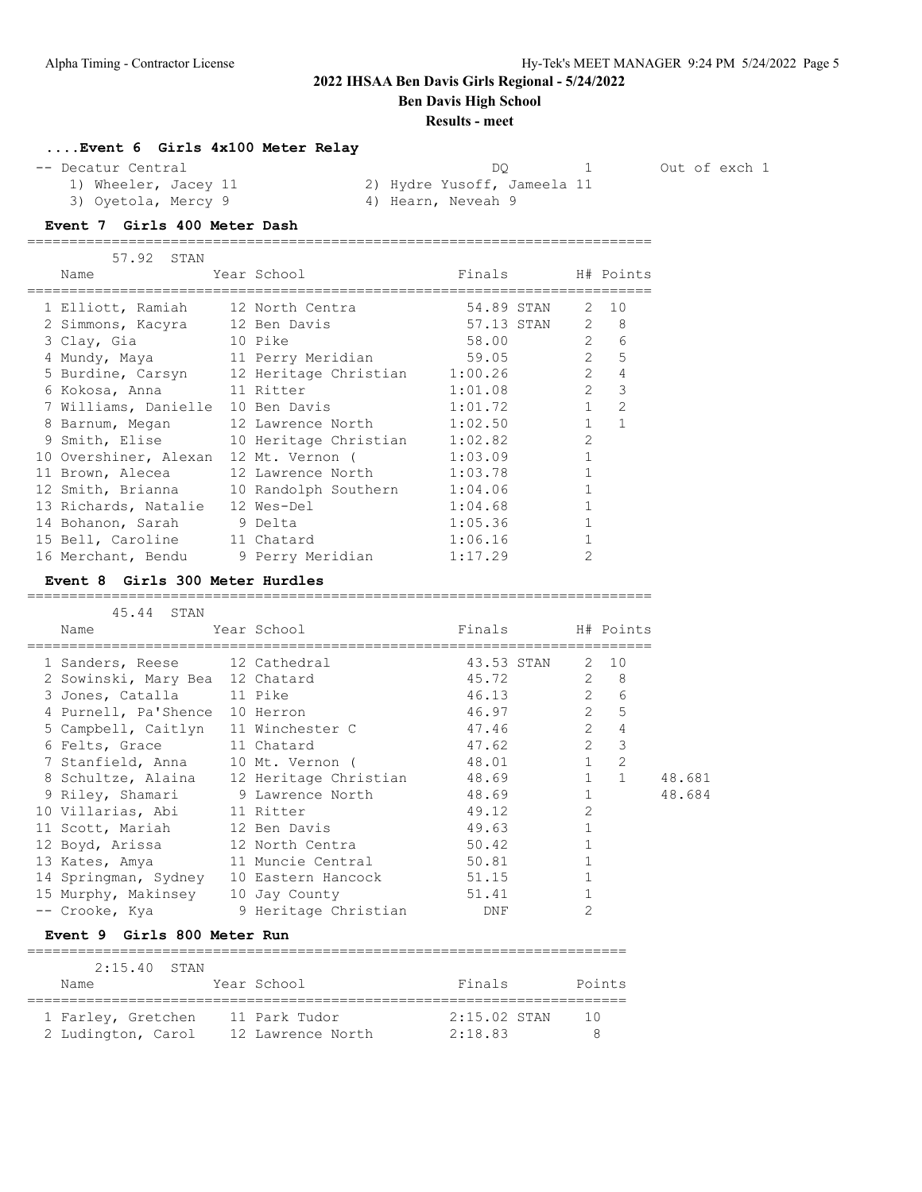## 2022 IHSAA Ben Davis Girls Regional - 5/24/2022

**Ben Davis High School**

**Results - meet**

### ....Event 6 Girls 4x100 Meter Relay

| | Team | Finals | H# | Notes |
|---|---|---|---|---|
| -- | Decatur Central | DQ | 1 | Out of exch 1 |

1) Wheeler, Jacey 11 2) Hydre Yusoff, Jameela 11
3) Oyetola, Mercy 9 4) Hearn, Neveah 9

### Event 7 Girls 400 Meter Dash

57.92 STAN

| | Name | Year | School | Finals | H# | Points |
|---|---|---|---|---|---|---|
| 1 | Elliott, Ramiah | 12 | North Centra | 54.89 STAN | 2 | 10 |
| 2 | Simmons, Kacyra | 12 | Ben Davis | 57.13 STAN | 2 | 8 |
| 3 | Clay, Gia | 10 | Pike | 58.00 | 2 | 6 |
| 4 | Mundy, Maya | 11 | Perry Meridian | 59.05 | 2 | 5 |
| 5 | Burdine, Carsyn | 12 | Heritage Christian | 1:00.26 | 2 | 4 |
| 6 | Kokosa, Anna | 11 | Ritter | 1:01.08 | 2 | 3 |
| 7 | Williams, Danielle | 10 | Ben Davis | 1:01.72 | 1 | 2 |
| 8 | Barnum, Megan | 12 | Lawrence North | 1:02.50 | 1 | 1 |
| 9 | Smith, Elise | 10 | Heritage Christian | 1:02.82 | 2 | |
| 10 | Overshiner, Alexan | 12 | Mt. Vernon ( | 1:03.09 | 1 | |
| 11 | Brown, Alecea | 12 | Lawrence North | 1:03.78 | 1 | |
| 12 | Smith, Brianna | 10 | Randolph Southern | 1:04.06 | 1 | |
| 13 | Richards, Natalie | 12 | Wes-Del | 1:04.68 | 1 | |
| 14 | Bohanon, Sarah | 9 | Delta | 1:05.36 | 1 | |
| 15 | Bell, Caroline | 11 | Chatard | 1:06.16 | 1 | |
| 16 | Merchant, Bendu | 9 | Perry Meridian | 1:17.29 | 2 | |

### Event 8 Girls 300 Meter Hurdles

45.44 STAN

| | Name | Year | School | Finals | H# | Points | |
|---|---|---|---|---|---|---|---|
| 1 | Sanders, Reese | 12 | Cathedral | 43.53 STAN | 2 | 10 | |
| 2 | Sowinski, Mary Bea | 12 | Chatard | 45.72 | 2 | 8 | |
| 3 | Jones, Catalla | 11 | Pike | 46.13 | 2 | 6 | |
| 4 | Purnell, Pa'Shence | 10 | Herron | 46.97 | 2 | 5 | |
| 5 | Campbell, Caitlyn | 11 | Winchester C | 47.46 | 2 | 4 | |
| 6 | Felts, Grace | 11 | Chatard | 47.62 | 2 | 3 | |
| 7 | Stanfield, Anna | 10 | Mt. Vernon ( | 48.01 | 1 | 2 | |
| 8 | Schultze, Alaina | 12 | Heritage Christian | 48.69 | 1 | 1 | 48.681 |
| 9 | Riley, Shamari | 9 | Lawrence North | 48.69 | 1 | | 48.684 |
| 10 | Villarias, Abi | 11 | Ritter | 49.12 | 2 | | |
| 11 | Scott, Mariah | 12 | Ben Davis | 49.63 | 1 | | |
| 12 | Boyd, Arissa | 12 | North Centra | 50.42 | 1 | | |
| 13 | Kates, Amya | 11 | Muncie Central | 50.81 | 1 | | |
| 14 | Springman, Sydney | 10 | Eastern Hancock | 51.15 | 1 | | |
| 15 | Murphy, Makinsey | 10 | Jay County | 51.41 | 1 | | |
| -- | Crooke, Kya | 9 | Heritage Christian | DNF | 2 | | |

### Event 9 Girls 800 Meter Run

2:15.40 STAN

| | Name | Year | School | Finals | Points |
|---|---|---|---|---|---|
| 1 | Farley, Gretchen | 11 | Park Tudor | 2:15.02 STAN | 10 |
| 2 | Ludington, Carol | 12 | Lawrence North | 2:18.83 | 8 |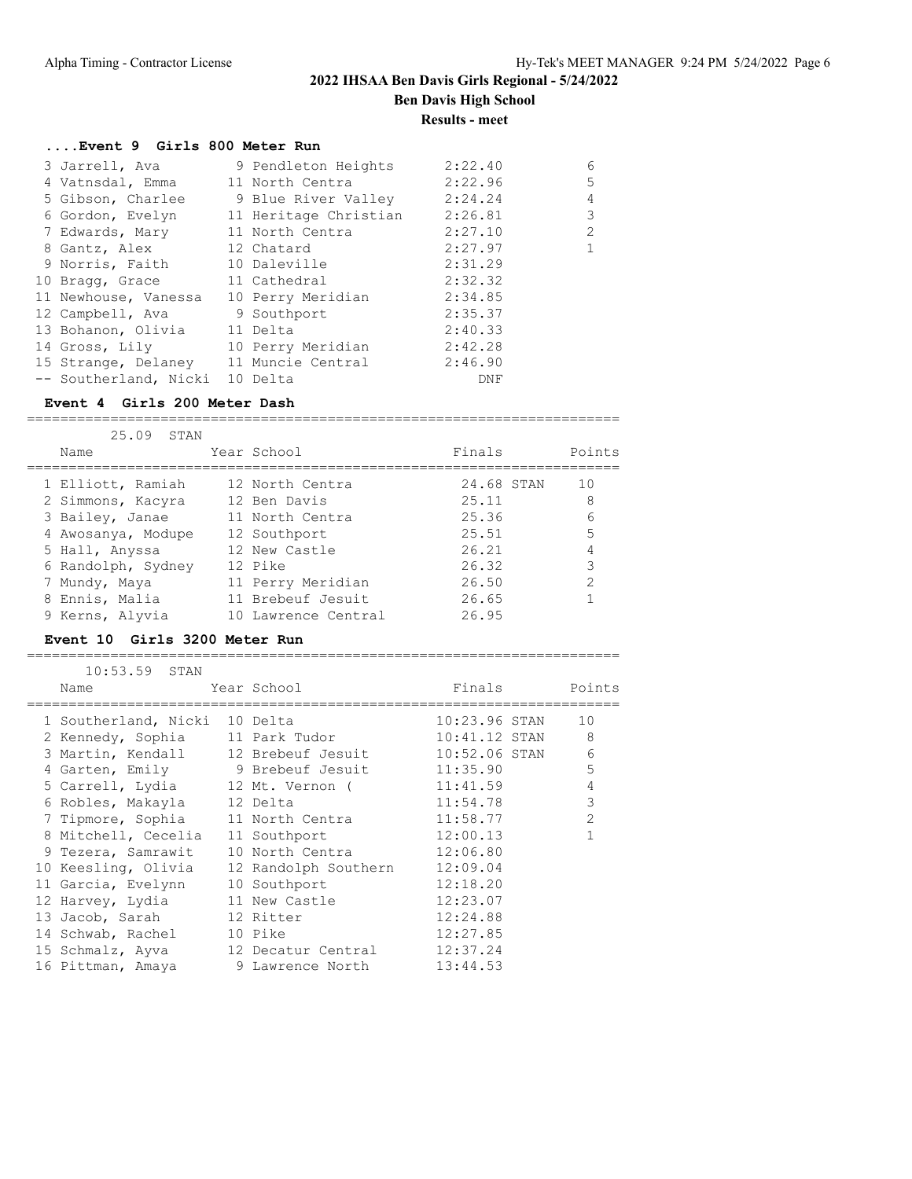## 2022 IHSAA Ben Davis Girls Regional - 5/24/2022

**Ben Davis High School**

**Results - meet**

### ....Event 9 Girls 800 Meter Run

| Place | Name | Year | School | Finals | Points |
|---|---|---|---|---|---|
| 3 | Jarrell, Ava | 9 | Pendleton Heights | 2:22.40 | 6 |
| 4 | Vatnsdal, Emma | 11 | North Centra | 2:22.96 | 5 |
| 5 | Gibson, Charlee | 9 | Blue River Valley | 2:24.24 | 4 |
| 6 | Gordon, Evelyn | 11 | Heritage Christian | 2:26.81 | 3 |
| 7 | Edwards, Mary | 11 | North Centra | 2:27.10 | 2 |
| 8 | Gantz, Alex | 12 | Chatard | 2:27.97 | 1 |
| 9 | Norris, Faith | 10 | Daleville | 2:31.29 | |
| 10 | Bragg, Grace | 11 | Cathedral | 2:32.32 | |
| 11 | Newhouse, Vanessa | 10 | Perry Meridian | 2:34.85 | |
| 12 | Campbell, Ava | 9 | Southport | 2:35.37 | |
| 13 | Bohanon, Olivia | 11 | Delta | 2:40.33 | |
| 14 | Gross, Lily | 10 | Perry Meridian | 2:42.28 | |
| 15 | Strange, Delaney | 11 | Muncie Central | 2:46.90 | |
| -- | Southerland, Nicki | 10 | Delta | DNF | |

### Event 4 Girls 200 Meter Dash

25.09 STAN

| Place | Name | Year | School | Finals | Points |
|---|---|---|---|---|---|
| 1 | Elliott, Ramiah | 12 | North Centra | 24.68 STAN | 10 |
| 2 | Simmons, Kacyra | 12 | Ben Davis | 25.11 | 8 |
| 3 | Bailey, Janae | 11 | North Centra | 25.36 | 6 |
| 4 | Awosanya, Modupe | 12 | Southport | 25.51 | 5 |
| 5 | Hall, Anyssa | 12 | New Castle | 26.21 | 4 |
| 6 | Randolph, Sydney | 12 | Pike | 26.32 | 3 |
| 7 | Mundy, Maya | 11 | Perry Meridian | 26.50 | 2 |
| 8 | Ennis, Malia | 11 | Brebeuf Jesuit | 26.65 | 1 |
| 9 | Kerns, Alyvia | 10 | Lawrence Central | 26.95 | |

### Event 10 Girls 3200 Meter Run

10:53.59 STAN

| Place | Name | Year | School | Finals | Points |
|---|---|---|---|---|---|
| 1 | Southerland, Nicki | 10 | Delta | 10:23.96 STAN | 10 |
| 2 | Kennedy, Sophia | 11 | Park Tudor | 10:41.12 STAN | 8 |
| 3 | Martin, Kendall | 12 | Brebeuf Jesuit | 10:52.06 STAN | 6 |
| 4 | Garten, Emily | 9 | Brebeuf Jesuit | 11:35.90 | 5 |
| 5 | Carrell, Lydia | 12 | Mt. Vernon ( | 11:41.59 | 4 |
| 6 | Robles, Makayla | 12 | Delta | 11:54.78 | 3 |
| 7 | Tipmore, Sophia | 11 | North Centra | 11:58.77 | 2 |
| 8 | Mitchell, Cecelia | 11 | Southport | 12:00.13 | 1 |
| 9 | Tezera, Samrawit | 10 | North Centra | 12:06.80 | |
| 10 | Keesling, Olivia | 12 | Randolph Southern | 12:09.04 | |
| 11 | Garcia, Evelynn | 10 | Southport | 12:18.20 | |
| 12 | Harvey, Lydia | 11 | New Castle | 12:23.07 | |
| 13 | Jacob, Sarah | 12 | Ritter | 12:24.88 | |
| 14 | Schwab, Rachel | 10 | Pike | 12:27.85 | |
| 15 | Schmalz, Ayva | 12 | Decatur Central | 12:37.24 | |
| 16 | Pittman, Amaya | 9 | Lawrence North | 13:44.53 | |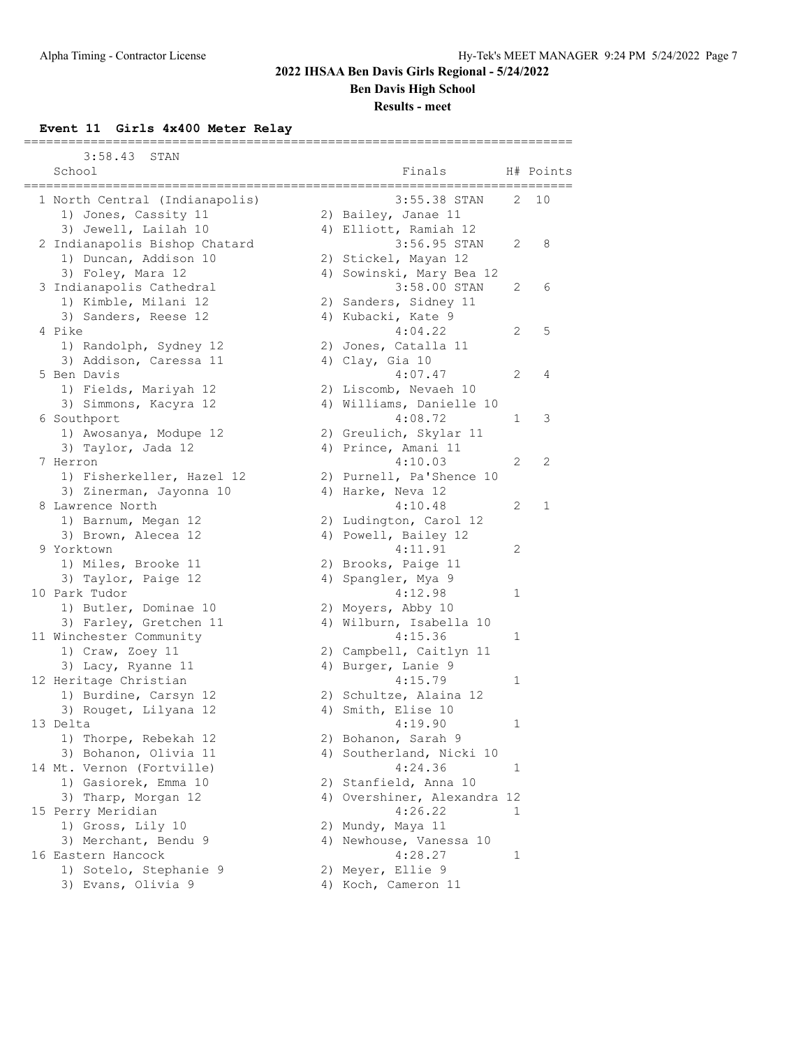## 2022 IHSAA Ben Davis Girls Regional - 5/24/2022

### Ben Davis High School

### Results - meet

**Event 11 Girls 4x400 Meter Relay**

3:58.43 STAN

| Place | School | Finals | H# | Points |
|---|---|---|---|---|
| 1 | North Central (Indianapolis) | 3:55.38 STAN | 2 | 10 |
| | 1) Jones, Cassity 11; 2) Bailey, Janae 11; 3) Jewell, Lailah 10; 4) Elliott, Ramiah 12 | | | |
| 2 | Indianapolis Bishop Chatard | 3:56.95 STAN | 2 | 8 |
| | 1) Duncan, Addison 10; 2) Stickel, Mayan 12; 3) Foley, Mara 12; 4) Sowinski, Mary Bea 12 | | | |
| 3 | Indianapolis Cathedral | 3:58.00 STAN | 2 | 6 |
| | 1) Kimble, Milani 12; 2) Sanders, Sidney 11; 3) Sanders, Reese 12; 4) Kubacki, Kate 9 | | | |
| 4 | Pike | 4:04.22 | 2 | 5 |
| | 1) Randolph, Sydney 12; 2) Jones, Catalla 11; 3) Addison, Caressa 11; 4) Clay, Gia 10 | | | |
| 5 | Ben Davis | 4:07.47 | 2 | 4 |
| | 1) Fields, Mariyah 12; 2) Liscomb, Nevaeh 10; 3) Simmons, Kacyra 12; 4) Williams, Danielle 10 | | | |
| 6 | Southport | 4:08.72 | 1 | 3 |
| | 1) Awosanya, Modupe 12; 2) Greulich, Skylar 11; 3) Taylor, Jada 12; 4) Prince, Amani 11 | | | |
| 7 | Herron | 4:10.03 | 2 | 2 |
| | 1) Fisherkeller, Hazel 12; 2) Purnell, Pa'Shence 10; 3) Zinerman, Jayonna 10; 4) Harke, Neva 12 | | | |
| 8 | Lawrence North | 4:10.48 | 2 | 1 |
| | 1) Barnum, Megan 12; 2) Ludington, Carol 12; 3) Brown, Alecea 12; 4) Powell, Bailey 12 | | | |
| 9 | Yorktown | 4:11.91 | 2 | |
| | 1) Miles, Brooke 11; 2) Brooks, Paige 11; 3) Taylor, Paige 12; 4) Spangler, Mya 9 | | | |
| 10 | Park Tudor | 4:12.98 | 1 | |
| | 1) Butler, Dominae 10; 2) Moyers, Abby 10; 3) Farley, Gretchen 11; 4) Wilburn, Isabella 10 | | | |
| 11 | Winchester Community | 4:15.36 | 1 | |
| | 1) Craw, Zoey 11; 2) Campbell, Caitlyn 11; 3) Lacy, Ryanne 11; 4) Burger, Lanie 9 | | | |
| 12 | Heritage Christian | 4:15.79 | 1 | |
| | 1) Burdine, Carsyn 12; 2) Schultze, Alaina 12; 3) Rouget, Lilyana 12; 4) Smith, Elise 10 | | | |
| 13 | Delta | 4:19.90 | 1 | |
| | 1) Thorpe, Rebekah 12; 2) Bohanon, Sarah 9; 3) Bohanon, Olivia 11; 4) Southerland, Nicki 10 | | | |
| 14 | Mt. Vernon (Fortville) | 4:24.36 | 1 | |
| | 1) Gasiorek, Emma 10; 2) Stanfield, Anna 10; 3) Tharp, Morgan 12; 4) Overshiner, Alexandra 12 | | | |
| 15 | Perry Meridian | 4:26.22 | 1 | |
| | 1) Gross, Lily 10; 2) Mundy, Maya 11; 3) Merchant, Bendu 9; 4) Newhouse, Vanessa 10 | | | |
| 16 | Eastern Hancock | 4:28.27 | 1 | |
| | 1) Sotelo, Stephanie 9; 2) Meyer, Ellie 9; 3) Evans, Olivia 9; 4) Koch, Cameron 11 | | | |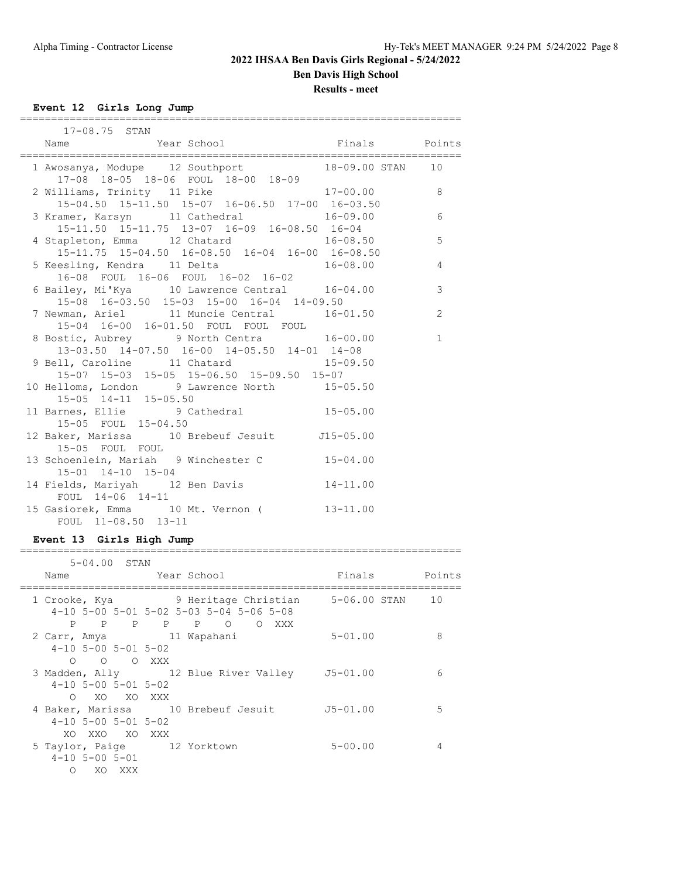## 2022 IHSAA Ben Davis Girls Regional - 5/24/2022

**Ben Davis High School**

**Results - meet**

### Event 12 Girls Long Jump

17-08.75 STAN

| Place | Name | Year | School | Finals | Points |
|---|---|---|---|---|---|
| 1 | Awosanya, Modupe | 12 | Southport | 18-09.00 STAN | 10 |
| | 17-08 18-05 18-06 FOUL 18-00 18-09 | | | | |
| 2 | Williams, Trinity | 11 | Pike | 17-00.00 | 8 |
| | 15-04.50 15-11.50 15-07 16-06.50 17-00 16-03.50 | | | | |
| 3 | Kramer, Karsyn | 11 | Cathedral | 16-09.00 | 6 |
| | 15-11.50 15-11.75 13-07 16-09 16-08.50 16-04 | | | | |
| 4 | Stapleton, Emma | 12 | Chatard | 16-08.50 | 5 |
| | 15-11.75 15-04.50 16-08.50 16-04 16-00 16-08.50 | | | | |
| 5 | Keesling, Kendra | 11 | Delta | 16-08.00 | 4 |
| | 16-08 FOUL 16-06 FOUL 16-02 16-02 | | | | |
| 6 | Bailey, Mi'Kya | 10 | Lawrence Central | 16-04.00 | 3 |
| | 15-08 16-03.50 15-03 15-00 16-04 14-09.50 | | | | |
| 7 | Newman, Ariel | 11 | Muncie Central | 16-01.50 | 2 |
| | 15-04 16-00 16-01.50 FOUL FOUL FOUL | | | | |
| 8 | Bostic, Aubrey | 9 | North Centra | 16-00.00 | 1 |
| | 13-03.50 14-07.50 16-00 14-05.50 14-01 14-08 | | | | |
| 9 | Bell, Caroline | 11 | Chatard | 15-09.50 | |
| | 15-07 15-03 15-05 15-06.50 15-09.50 15-07 | | | | |
| 10 | Helloms, London | 9 | Lawrence North | 15-05.50 | |
| | 15-05 14-11 15-05.50 | | | | |
| 11 | Barnes, Ellie | 9 | Cathedral | 15-05.00 | |
| | 15-05 FOUL 15-04.50 | | | | |
| 12 | Baker, Marissa | 10 | Brebeuf Jesuit | J15-05.00 | |
| | 15-05 FOUL FOUL | | | | |
| 13 | Schoenlein, Mariah | 9 | Winchester C | 15-04.00 | |
| | 15-01 14-10 15-04 | | | | |
| 14 | Fields, Mariyah | 12 | Ben Davis | 14-11.00 | |
| | FOUL 14-06 14-11 | | | | |
| 15 | Gasiorek, Emma | 10 | Mt. Vernon ( | 13-11.00 | |
| | FOUL 11-08.50 13-11 | | | | |

### Event 13 Girls High Jump

5-04.00 STAN

| Place | Name | Year | School | Finals | Points |
|---|---|---|---|---|---|
| 1 | Crooke, Kya | 9 | Heritage Christian | 5-06.00 STAN | 10 |
| | 4-10 5-00 5-01 5-02 5-03 5-04 5-06 5-08 | | | | |
| | P P P P P O O XXX | | | | |
| 2 | Carr, Amya | 11 | Wapahani | 5-01.00 | 8 |
| | 4-10 5-00 5-01 5-02 | | | | |
| | O O O XXX | | | | |
| 3 | Madden, Ally | 12 | Blue River Valley | J5-01.00 | 6 |
| | 4-10 5-00 5-01 5-02 | | | | |
| | O XO XO XXX | | | | |
| 4 | Baker, Marissa | 10 | Brebeuf Jesuit | J5-01.00 | 5 |
| | 4-10 5-00 5-01 5-02 | | | | |
| | XO XXO XO XXX | | | | |
| 5 | Taylor, Paige | 12 | Yorktown | 5-00.00 | 4 |
| | 4-10 5-00 5-01 | | | | |
| | O XO XXX | | | | |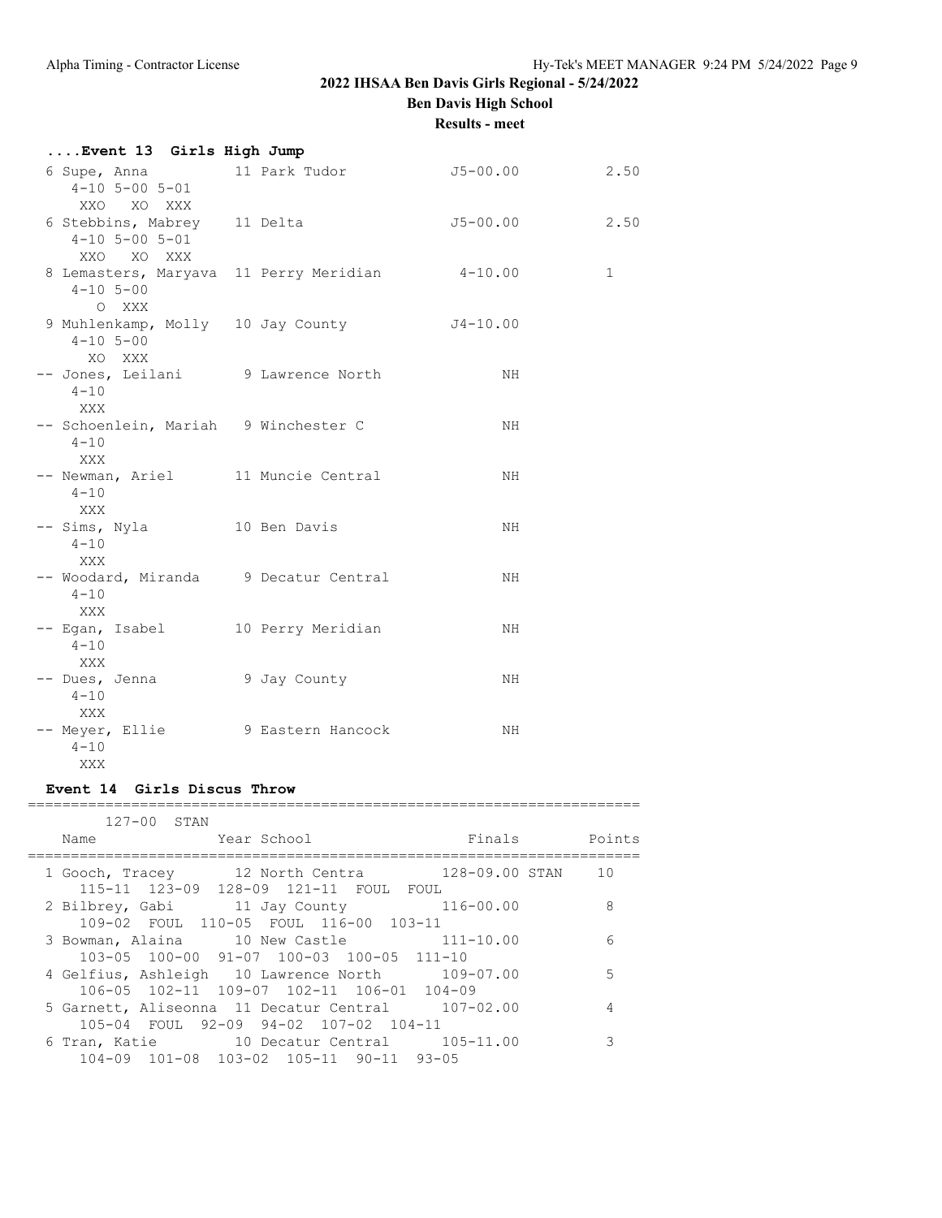2022 IHSAA Ben Davis Girls Regional - 5/24/2022

Ben Davis High School

Results - meet

### ....Event 13 Girls High Jump

```
  6 Supe, Anna             11 Park Tudor            J5-00.00          2.50
     4-10 5-00 5-01
      XXO   XO  XXX
  6 Stebbins, Mabrey     11 Delta                  J5-00.00          2.50
     4-10 5-00 5-01
      XXO   XO  XXX
  8 Lemasters, Maryava  11 Perry Meridian          4-10.00           1
     4-10 5-00
        O  XXX
  9 Muhlenkamp, Molly   10 Jay County             J4-10.00
     4-10 5-00
       XO  XXX
 -- Jones, Leilani        9 Lawrence North              NH
     4-10
      XXX
 -- Schoenlein, Mariah   9 Winchester C                 NH
     4-10
      XXX
 -- Newman, Ariel        11 Muncie Central              NH
     4-10
      XXX
 -- Sims, Nyla           10 Ben Davis                   NH
     4-10
      XXX
 -- Woodard, Miranda      9 Decatur Central             NH
     4-10
      XXX
 -- Egan, Isabel         10 Perry Meridian              NH
     4-10
      XXX
 -- Dues, Jenna           9 Jay County                  NH
     4-10
      XXX
 -- Meyer, Ellie          9 Eastern Hancock             NH
     4-10
      XXX
```

### Event 14 Girls Discus Throw

```
=======================================================================
        127-00  STAN
    Name                 Year School                 Finals        Points
=======================================================================
  1 Gooch, Tracey        12 North Centra         128-09.00 STAN    10
     115-11  123-09  128-09  121-11  FOUL  FOUL
  2 Bilbrey, Gabi        11 Jay County            116-00.00          8
     109-02  FOUL  110-05  FOUL  116-00  103-11
  3 Bowman, Alaina       10 New Castle            111-10.00          6
     103-05  100-00  91-07  100-03  100-05  111-10
  4 Gelfius, Ashleigh    10 Lawrence North        109-07.00          5
     106-05  102-11  109-07  102-11  106-01  104-09
  5 Garnett, Aliseonna   11 Decatur Central       107-02.00          4
     105-04  FOUL  92-09  94-02  107-02  104-11
  6 Tran, Katie          10 Decatur Central       105-11.00          3
     104-09  101-08  103-02  105-11  90-11  93-05
```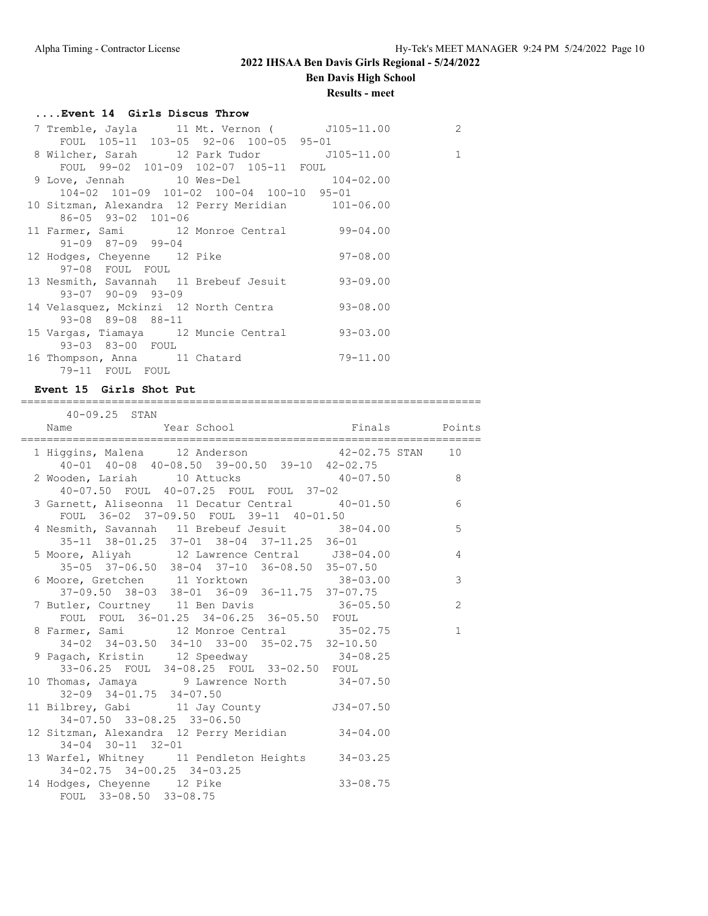## 2022 IHSAA Ben Davis Girls Regional - 5/24/2022

**Ben Davis High School**

**Results - meet**

### ....Event 14 Girls Discus Throw

| Place | Name | Year | School | Finals | Points |
|---|---|---|---|---|---|
| 7 | Tremble, Jayla | 11 | Mt. Vernon ( | J105-11.00 | 2 |
| | FOUL 105-11 103-05 92-06 100-05 95-01 | | | | |
| 8 | Wilcher, Sarah | 12 | Park Tudor | J105-11.00 | 1 |
| | FOUL 99-02 101-09 102-07 105-11 FOUL | | | | |
| 9 | Love, Jennah | 10 | Wes-Del | 104-02.00 | |
| | 104-02 101-09 101-02 100-04 100-10 95-01 | | | | |
| 10 | Sitzman, Alexandra | 12 | Perry Meridian | 101-06.00 | |
| | 86-05 93-02 101-06 | | | | |
| 11 | Farmer, Sami | 12 | Monroe Central | 99-04.00 | |
| | 91-09 87-09 99-04 | | | | |
| 12 | Hodges, Cheyenne | 12 | Pike | 97-08.00 | |
| | 97-08 FOUL FOUL | | | | |
| 13 | Nesmith, Savannah | 11 | Brebeuf Jesuit | 93-09.00 | |
| | 93-07 90-09 93-09 | | | | |
| 14 | Velasquez, Mckinzi | 12 | North Centra | 93-08.00 | |
| | 93-08 89-08 88-11 | | | | |
| 15 | Vargas, Tiamaya | 12 | Muncie Central | 93-03.00 | |
| | 93-03 83-00 FOUL | | | | |
| 16 | Thompson, Anna | 11 | Chatard | 79-11.00 | |
| | 79-11 FOUL FOUL | | | | |

### Event 15 Girls Shot Put

40-09.25 STAN

| Place | Name | Year | School | Finals | Points |
|---|---|---|---|---|---|
| 1 | Higgins, Malena | 12 | Anderson | 42-02.75 STAN | 10 |
| | 40-01 40-08 40-08.50 39-00.50 39-10 42-02.75 | | | | |
| 2 | Wooden, Lariah | 10 | Attucks | 40-07.50 | 8 |
| | 40-07.50 FOUL 40-07.25 FOUL FOUL 37-02 | | | | |
| 3 | Garnett, Aliseonna | 11 | Decatur Central | 40-01.50 | 6 |
| | FOUL 36-02 37-09.50 FOUL 39-11 40-01.50 | | | | |
| 4 | Nesmith, Savannah | 11 | Brebeuf Jesuit | 38-04.00 | 5 |
| | 35-11 38-01.25 37-01 38-04 37-11.25 36-01 | | | | |
| 5 | Moore, Aliyah | 12 | Lawrence Central | J38-04.00 | 4 |
| | 35-05 37-06.50 38-04 37-10 36-08.50 35-07.50 | | | | |
| 6 | Moore, Gretchen | 11 | Yorktown | 38-03.00 | 3 |
| | 37-09.50 38-03 38-01 36-09 36-11.75 37-07.75 | | | | |
| 7 | Butler, Courtney | 11 | Ben Davis | 36-05.50 | 2 |
| | FOUL FOUL 36-01.25 34-06.25 36-05.50 FOUL | | | | |
| 8 | Farmer, Sami | 12 | Monroe Central | 35-02.75 | 1 |
| | 34-02 34-03.50 34-10 33-00 35-02.75 32-10.50 | | | | |
| 9 | Pagach, Kristin | 12 | Speedway | 34-08.25 | |
| | 33-06.25 FOUL 34-08.25 FOUL 33-02.50 FOUL | | | | |
| 10 | Thomas, Jamaya | 9 | Lawrence North | 34-07.50 | |
| | 32-09 34-01.75 34-07.50 | | | | |
| 11 | Bilbrey, Gabi | 11 | Jay County | J34-07.50 | |
| | 34-07.50 33-08.25 33-06.50 | | | | |
| 12 | Sitzman, Alexandra | 12 | Perry Meridian | 34-04.00 | |
| | 34-04 30-11 32-01 | | | | |
| 13 | Warfel, Whitney | 11 | Pendleton Heights | 34-03.25 | |
| | 34-02.75 34-00.25 34-03.25 | | | | |
| 14 | Hodges, Cheyenne | 12 | Pike | 33-08.75 | |
| | FOUL 33-08.50 33-08.75 | | | | |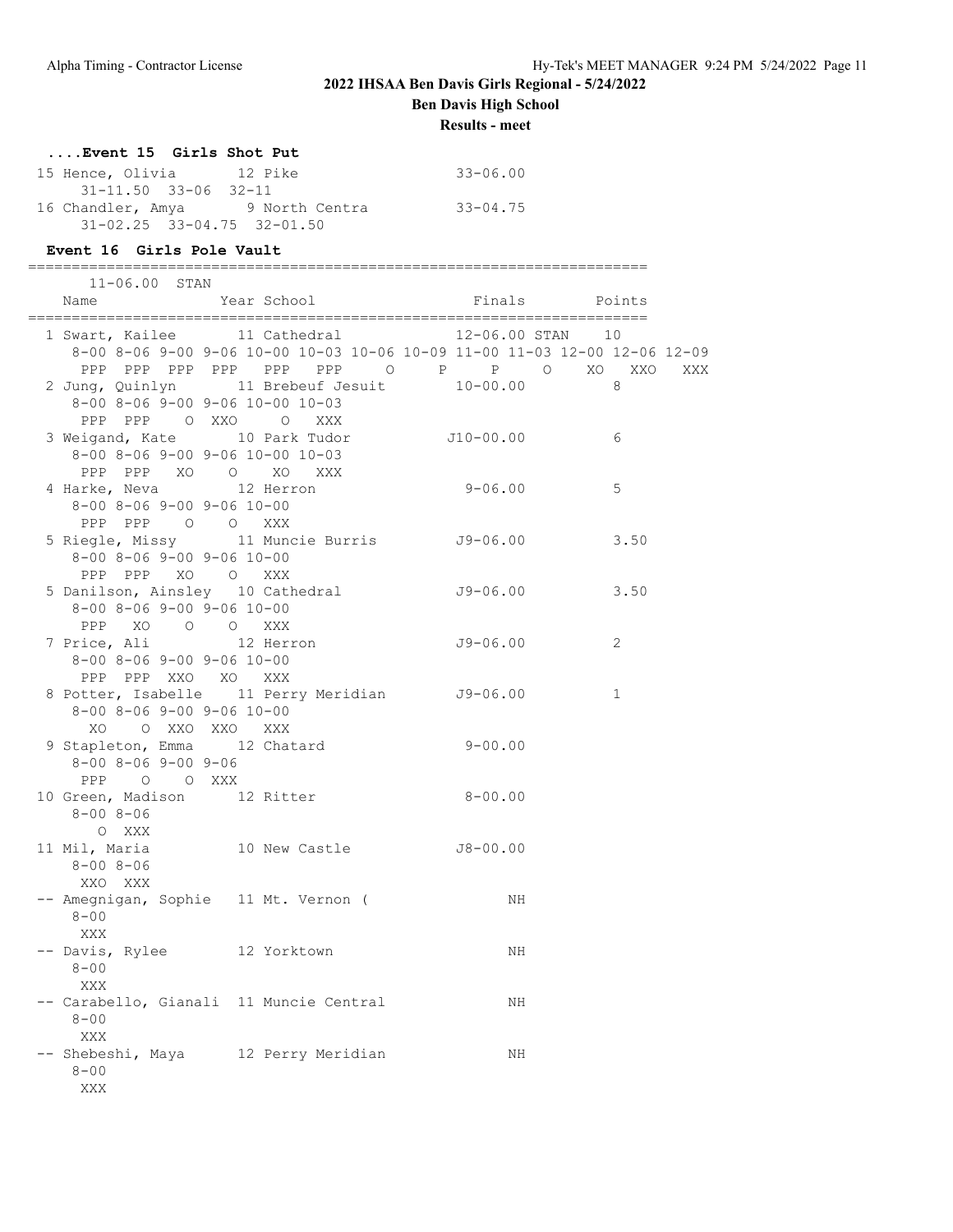# 2022 IHSAA Ben Davis Girls Regional - 5/24/2022

**Ben Davis High School**

**Results - meet**

### ....Event 15 Girls Shot Put

```
15 Hence, Olivia       12 Pike                    33-06.00
     31-11.50  33-06  32-11
16 Chandler, Amya      9 North Centra             33-04.75
     31-02.25  33-04.75  32-01.50
```

### Event 16 Girls Pole Vault

```
=======================================================================
      11-06.00  STAN
    Name              Year School                 Finals        Points
=======================================================================
  1 Swart, Kailee       11 Cathedral            12-06.00 STAN    10
     8-00 8-06 9-00 9-06 10-00 10-03 10-06 10-09 11-00 11-03 12-00 12-06 12-09
     PPP  PPP  PPP  PPP   PPP   PPP     O     P     P     O    XO   XXO   XXX
  2 Jung, Quinlyn       11 Brebeuf Jesuit       10-00.00           8
     8-00 8-06 9-00 9-06 10-00 10-03
     PPP  PPP    O  XXO     O   XXX
  3 Weigand, Kate       10 Park Tudor          J10-00.00           6
     8-00 8-06 9-00 9-06 10-00 10-03
     PPP  PPP   XO    O    XO   XXX
  4 Harke, Neva         12 Herron                9-06.00           5
     8-00 8-06 9-00 9-06 10-00
     PPP  PPP    O    O   XXX
  5 Riegle, Missy       11 Muncie Burris        J9-06.00           3.50
     8-00 8-06 9-00 9-06 10-00
     PPP  PPP   XO    O   XXX
  5 Danilson, Ainsley   10 Cathedral            J9-06.00           3.50
     8-00 8-06 9-00 9-06 10-00
     PPP   XO    O    O   XXX
  7 Price, Ali          12 Herron               J9-06.00           2
     8-00 8-06 9-00 9-06 10-00
     PPP  PPP  XXO   XO   XXX
  8 Potter, Isabelle    11 Perry Meridian       J9-06.00           1
     8-00 8-06 9-00 9-06 10-00
      XO    O  XXO  XXO   XXX
  9 Stapleton, Emma     12 Chatard               9-00.00
     8-00 8-06 9-00 9-06
     PPP    O    O  XXX
 10 Green, Madison      12 Ritter                8-00.00
     8-00 8-06
        O  XXX
 11 Mil, Maria          10 New Castle           J8-00.00
     8-00 8-06
     XXO  XXX
 -- Amegnigan, Sophie   11 Mt. Vernon (               NH
     8-00
     XXX
 -- Davis, Rylee        12 Yorktown                   NH
     8-00
     XXX
 -- Carabello, Gianali  11 Muncie Central             NH
     8-00
     XXX
 -- Shebeshi, Maya      12 Perry Meridian             NH
     8-00
     XXX
```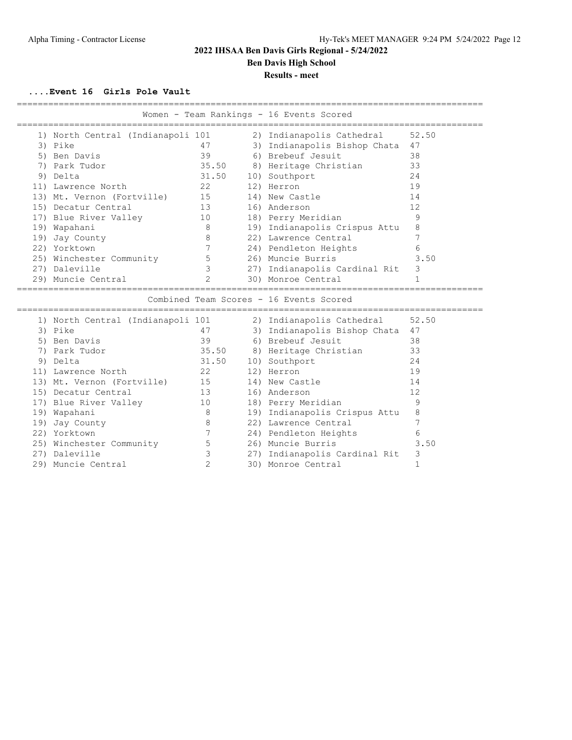# 2022 IHSAA Ben Davis Girls Regional - 5/24/2022

## Ben Davis High School

### Results - meet

**....Event 16 Girls Pole Vault**

**Women - Team Rankings - 16 Events Scored**

| | | | | | |
|---|---|---|---|---|---|
| 1) | North Central (Indianapoli | 101 | 2) | Indianapolis Cathedral | 52.50 |
| 3) | Pike | 47 | 3) | Indianapolis Bishop Chata | 47 |
| 5) | Ben Davis | 39 | 6) | Brebeuf Jesuit | 38 |
| 7) | Park Tudor | 35.50 | 8) | Heritage Christian | 33 |
| 9) | Delta | 31.50 | 10) | Southport | 24 |
| 11) | Lawrence North | 22 | 12) | Herron | 19 |
| 13) | Mt. Vernon (Fortville) | 15 | 14) | New Castle | 14 |
| 15) | Decatur Central | 13 | 16) | Anderson | 12 |
| 17) | Blue River Valley | 10 | 18) | Perry Meridian | 9 |
| 19) | Wapahani | 8 | 19) | Indianapolis Crispus Attu | 8 |
| 19) | Jay County | 8 | 22) | Lawrence Central | 7 |
| 22) | Yorktown | 7 | 24) | Pendleton Heights | 6 |
| 25) | Winchester Community | 5 | 26) | Muncie Burris | 3.50 |
| 27) | Daleville | 3 | 27) | Indianapolis Cardinal Rit | 3 |
| 29) | Muncie Central | 2 | 30) | Monroe Central | 1 |

**Combined Team Scores - 16 Events Scored**

| | | | | | |
|---|---|---|---|---|---|
| 1) | North Central (Indianapoli | 101 | 2) | Indianapolis Cathedral | 52.50 |
| 3) | Pike | 47 | 3) | Indianapolis Bishop Chata | 47 |
| 5) | Ben Davis | 39 | 6) | Brebeuf Jesuit | 38 |
| 7) | Park Tudor | 35.50 | 8) | Heritage Christian | 33 |
| 9) | Delta | 31.50 | 10) | Southport | 24 |
| 11) | Lawrence North | 22 | 12) | Herron | 19 |
| 13) | Mt. Vernon (Fortville) | 15 | 14) | New Castle | 14 |
| 15) | Decatur Central | 13 | 16) | Anderson | 12 |
| 17) | Blue River Valley | 10 | 18) | Perry Meridian | 9 |
| 19) | Wapahani | 8 | 19) | Indianapolis Crispus Attu | 8 |
| 19) | Jay County | 8 | 22) | Lawrence Central | 7 |
| 22) | Yorktown | 7 | 24) | Pendleton Heights | 6 |
| 25) | Winchester Community | 5 | 26) | Muncie Burris | 3.50 |
| 27) | Daleville | 3 | 27) | Indianapolis Cardinal Rit | 3 |
| 29) | Muncie Central | 2 | 30) | Monroe Central | 1 |